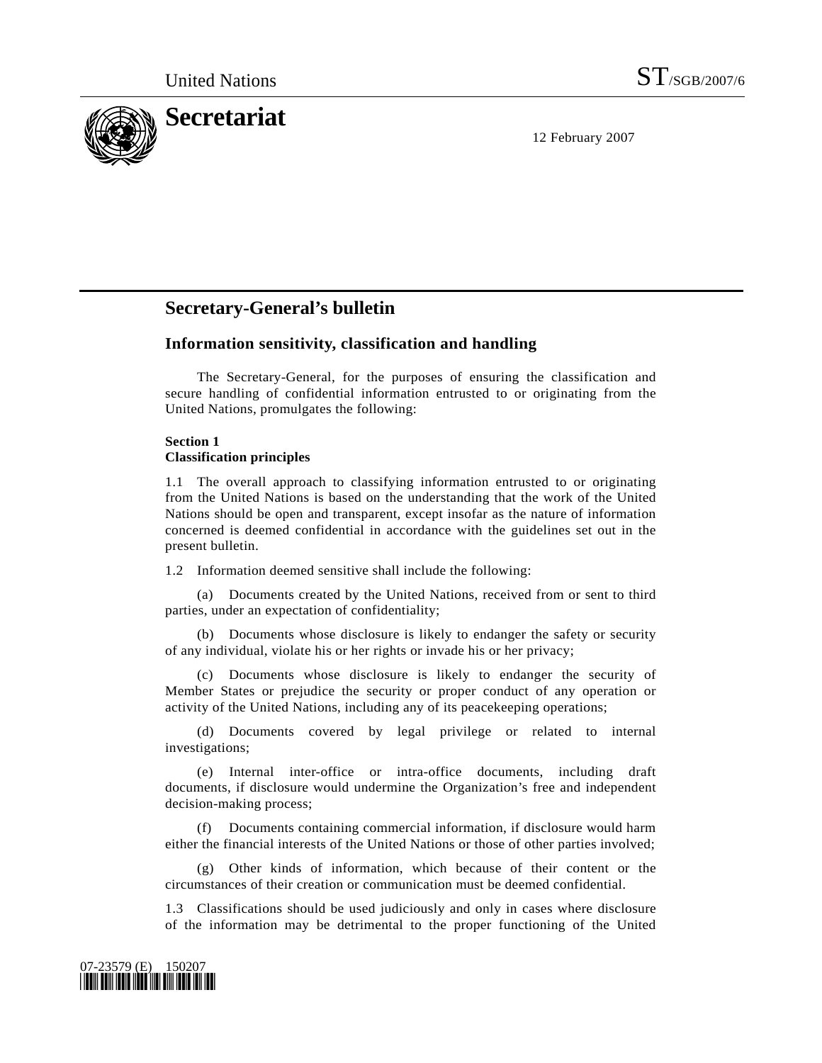United Nations ST/SGB/2007/6

# Secretariat

12 February 2007

## Secretary-General's bulletin

### Information sensitivity, classification and handling

The Secretary-General, for the purposes of ensuring the classification and secure handling of confidential information entrusted to or originating from the United Nations, promulgates the following:

**Section 1**
**Classification principles**

1.1 The overall approach to classifying information entrusted to or originating from the United Nations is based on the understanding that the work of the United Nations should be open and transparent, except insofar as the nature of information concerned is deemed confidential in accordance with the guidelines set out in the present bulletin.

1.2 Information deemed sensitive shall include the following:

(a) Documents created by the United Nations, received from or sent to third parties, under an expectation of confidentiality;

(b) Documents whose disclosure is likely to endanger the safety or security of any individual, violate his or her rights or invade his or her privacy;

(c) Documents whose disclosure is likely to endanger the security of Member States or prejudice the security or proper conduct of any operation or activity of the United Nations, including any of its peacekeeping operations;

(d) Documents covered by legal privilege or related to internal investigations;

(e) Internal inter-office or intra-office documents, including draft documents, if disclosure would undermine the Organization's free and independent decision-making process;

(f) Documents containing commercial information, if disclosure would harm either the financial interests of the United Nations or those of other parties involved;

(g) Other kinds of information, which because of their content or the circumstances of their creation or communication must be deemed confidential.

1.3 Classifications should be used judiciously and only in cases where disclosure of the information may be detrimental to the proper functioning of the United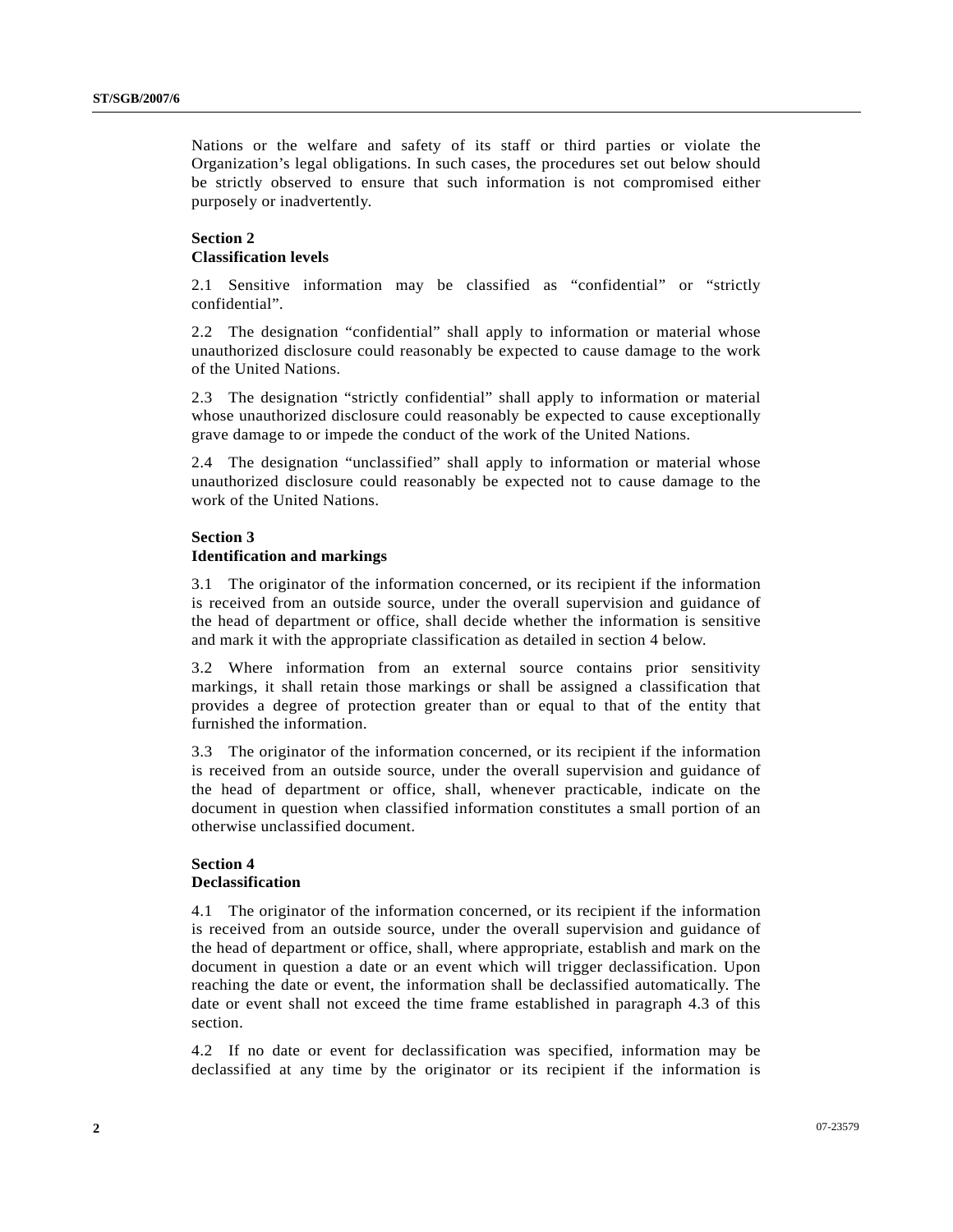Nations or the welfare and safety of its staff or third parties or violate the Organization's legal obligations. In such cases, the procedures set out below should be strictly observed to ensure that such information is not compromised either purposely or inadvertently.

### Section 2
### Classification levels

2.1 Sensitive information may be classified as "confidential" or "strictly confidential".

2.2 The designation "confidential" shall apply to information or material whose unauthorized disclosure could reasonably be expected to cause damage to the work of the United Nations.

2.3 The designation "strictly confidential" shall apply to information or material whose unauthorized disclosure could reasonably be expected to cause exceptionally grave damage to or impede the conduct of the work of the United Nations.

2.4 The designation "unclassified" shall apply to information or material whose unauthorized disclosure could reasonably be expected not to cause damage to the work of the United Nations.

### Section 3
### Identification and markings

3.1 The originator of the information concerned, or its recipient if the information is received from an outside source, under the overall supervision and guidance of the head of department or office, shall decide whether the information is sensitive and mark it with the appropriate classification as detailed in section 4 below.

3.2 Where information from an external source contains prior sensitivity markings, it shall retain those markings or shall be assigned a classification that provides a degree of protection greater than or equal to that of the entity that furnished the information.

3.3 The originator of the information concerned, or its recipient if the information is received from an outside source, under the overall supervision and guidance of the head of department or office, shall, whenever practicable, indicate on the document in question when classified information constitutes a small portion of an otherwise unclassified document.

### Section 4
### Declassification

4.1 The originator of the information concerned, or its recipient if the information is received from an outside source, under the overall supervision and guidance of the head of department or office, shall, where appropriate, establish and mark on the document in question a date or an event which will trigger declassification. Upon reaching the date or event, the information shall be declassified automatically. The date or event shall not exceed the time frame established in paragraph 4.3 of this section.

4.2 If no date or event for declassification was specified, information may be declassified at any time by the originator or its recipient if the information is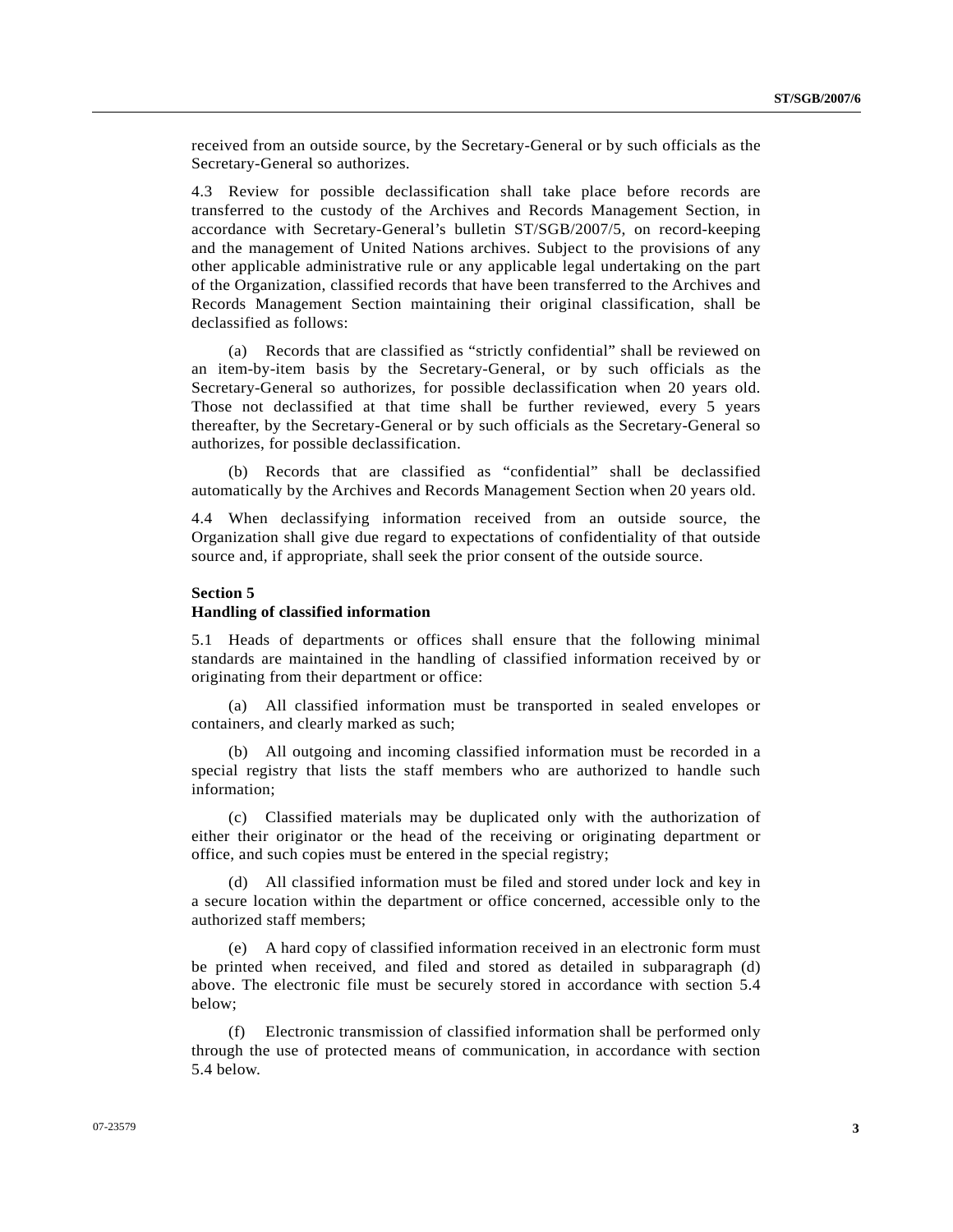received from an outside source, by the Secretary-General or by such officials as the Secretary-General so authorizes.

4.3 Review for possible declassification shall take place before records are transferred to the custody of the Archives and Records Management Section, in accordance with Secretary-General's bulletin ST/SGB/2007/5, on record-keeping and the management of United Nations archives. Subject to the provisions of any other applicable administrative rule or any applicable legal undertaking on the part of the Organization, classified records that have been transferred to the Archives and Records Management Section maintaining their original classification, shall be declassified as follows:

(a) Records that are classified as "strictly confidential" shall be reviewed on an item-by-item basis by the Secretary-General, or by such officials as the Secretary-General so authorizes, for possible declassification when 20 years old. Those not declassified at that time shall be further reviewed, every 5 years thereafter, by the Secretary-General or by such officials as the Secretary-General so authorizes, for possible declassification.

(b) Records that are classified as "confidential" shall be declassified automatically by the Archives and Records Management Section when 20 years old.

4.4 When declassifying information received from an outside source, the Organization shall give due regard to expectations of confidentiality of that outside source and, if appropriate, shall seek the prior consent of the outside source.

**Section 5**
**Handling of classified information**

5.1 Heads of departments or offices shall ensure that the following minimal standards are maintained in the handling of classified information received by or originating from their department or office:

(a) All classified information must be transported in sealed envelopes or containers, and clearly marked as such;

(b) All outgoing and incoming classified information must be recorded in a special registry that lists the staff members who are authorized to handle such information;

(c) Classified materials may be duplicated only with the authorization of either their originator or the head of the receiving or originating department or office, and such copies must be entered in the special registry;

(d) All classified information must be filed and stored under lock and key in a secure location within the department or office concerned, accessible only to the authorized staff members;

(e) A hard copy of classified information received in an electronic form must be printed when received, and filed and stored as detailed in subparagraph (d) above. The electronic file must be securely stored in accordance with section 5.4 below;

(f) Electronic transmission of classified information shall be performed only through the use of protected means of communication, in accordance with section 5.4 below.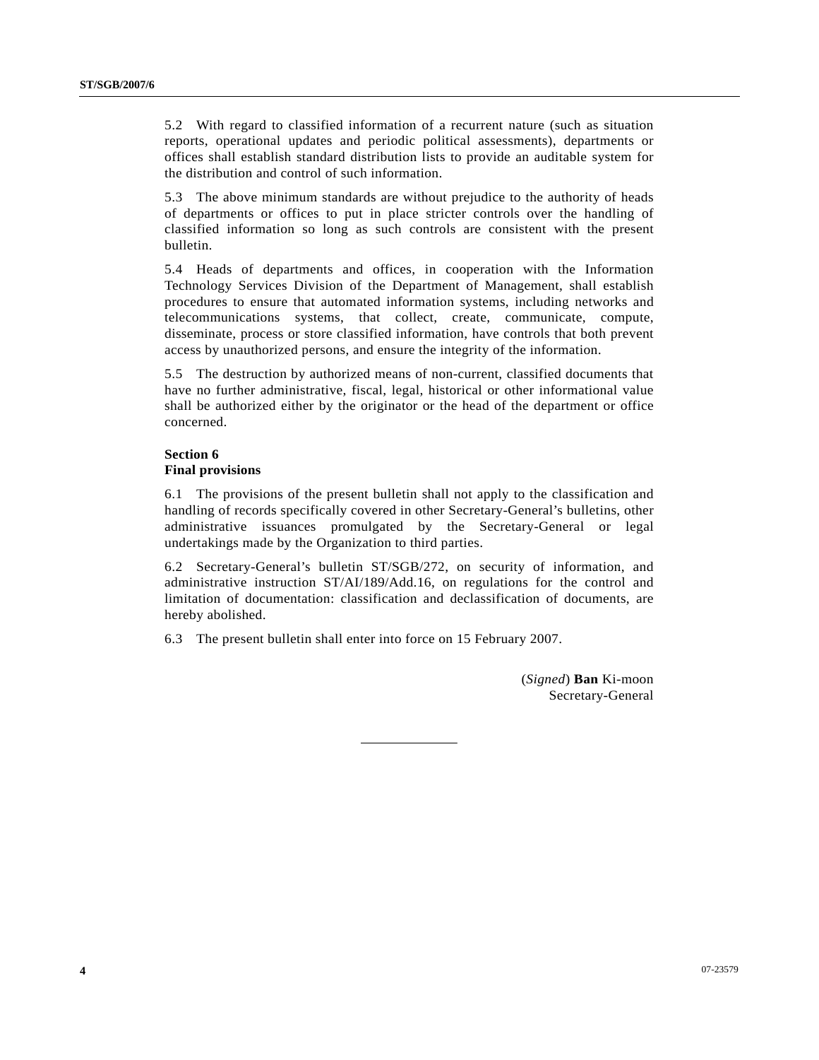5.2 With regard to classified information of a recurrent nature (such as situation reports, operational updates and periodic political assessments), departments or offices shall establish standard distribution lists to provide an auditable system for the distribution and control of such information.

5.3 The above minimum standards are without prejudice to the authority of heads of departments or offices to put in place stricter controls over the handling of classified information so long as such controls are consistent with the present bulletin.

5.4 Heads of departments and offices, in cooperation with the Information Technology Services Division of the Department of Management, shall establish procedures to ensure that automated information systems, including networks and telecommunications systems, that collect, create, communicate, compute, disseminate, process or store classified information, have controls that both prevent access by unauthorized persons, and ensure the integrity of the information.

5.5 The destruction by authorized means of non-current, classified documents that have no further administrative, fiscal, legal, historical or other informational value shall be authorized either by the originator or the head of the department or office concerned.

**Section 6**
**Final provisions**

6.1 The provisions of the present bulletin shall not apply to the classification and handling of records specifically covered in other Secretary-General's bulletins, other administrative issuances promulgated by the Secretary-General or legal undertakings made by the Organization to third parties.

6.2 Secretary-General's bulletin ST/SGB/272, on security of information, and administrative instruction ST/AI/189/Add.16, on regulations for the control and limitation of documentation: classification and declassification of documents, are hereby abolished.

6.3 The present bulletin shall enter into force on 15 February 2007.

(*Signed*) **Ban** Ki-moon
Secretary-General